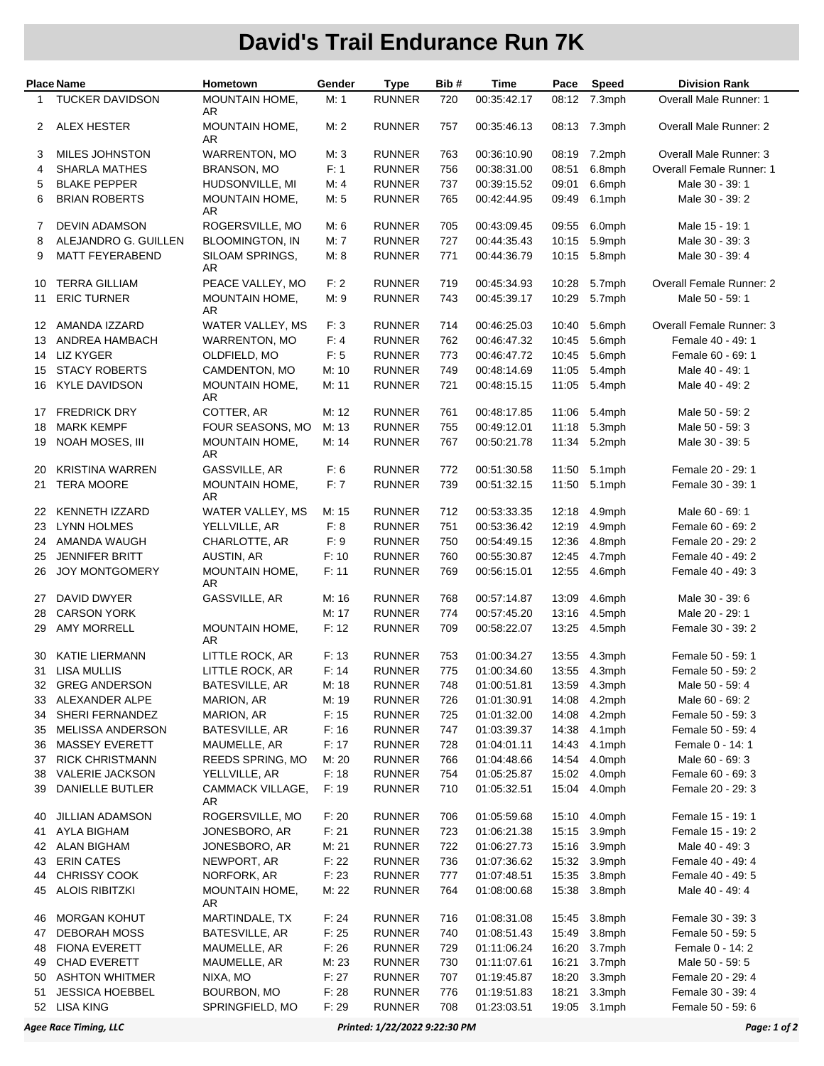# David's Trail Endurance Run 7K

| Place | Name | Hometown | Gender | Type | Bib # | Time | Pace | Speed | Division Rank |
|---|---|---|---|---|---|---|---|---|---|
| 1 | TUCKER DAVIDSON | MOUNTAIN HOME, AR | M: 1 | RUNNER | 720 | 00:35:42.17 | 08:12 | 7.3mph | Overall Male Runner: 1 |
| 2 | ALEX HESTER | MOUNTAIN HOME, AR | M: 2 | RUNNER | 757 | 00:35:46.13 | 08:13 | 7.3mph | Overall Male Runner: 2 |
| 3 | MILES JOHNSTON | WARRENTON, MO | M: 3 | RUNNER | 763 | 00:36:10.90 | 08:19 | 7.2mph | Overall Male Runner: 3 |
| 4 | SHARLA MATHES | BRANSON, MO | F: 1 | RUNNER | 756 | 00:38:31.00 | 08:51 | 6.8mph | Overall Female Runner: 1 |
| 5 | BLAKE PEPPER | HUDSONVILLE, MI | M: 4 | RUNNER | 737 | 00:39:15.52 | 09:01 | 6.6mph | Male 30 - 39: 1 |
| 6 | BRIAN ROBERTS | MOUNTAIN HOME, AR | M: 5 | RUNNER | 765 | 00:42:44.95 | 09:49 | 6.1mph | Male 30 - 39: 2 |
| 7 | DEVIN ADAMSON | ROGERSVILLE, MO | M: 6 | RUNNER | 705 | 00:43:09.45 | 09:55 | 6.0mph | Male 15 - 19: 1 |
| 8 | ALEJANDRO G. GUILLEN | BLOOMINGTON, IN | M: 7 | RUNNER | 727 | 00:44:35.43 | 10:15 | 5.9mph | Male 30 - 39: 3 |
| 9 | MATT FEYERABEND | SILOAM SPRINGS, AR | M: 8 | RUNNER | 771 | 00:44:36.79 | 10:15 | 5.8mph | Male 30 - 39: 4 |
| 10 | TERRA GILLIAM | PEACE VALLEY, MO | F: 2 | RUNNER | 719 | 00:45:34.93 | 10:28 | 5.7mph | Overall Female Runner: 2 |
| 11 | ERIC TURNER | MOUNTAIN HOME, AR | M: 9 | RUNNER | 743 | 00:45:39.17 | 10:29 | 5.7mph | Male 50 - 59: 1 |
| 12 | AMANDA IZZARD | WATER VALLEY, MS | F: 3 | RUNNER | 714 | 00:46:25.03 | 10:40 | 5.6mph | Overall Female Runner: 3 |
| 13 | ANDREA HAMBACH | WARRENTON, MO | F: 4 | RUNNER | 762 | 00:46:47.32 | 10:45 | 5.6mph | Female 40 - 49: 1 |
| 14 | LIZ KYGER | OLDFIELD, MO | F: 5 | RUNNER | 773 | 00:46:47.72 | 10:45 | 5.6mph | Female 60 - 69: 1 |
| 15 | STACY ROBERTS | CAMDENTON, MO | M: 10 | RUNNER | 749 | 00:48:14.69 | 11:05 | 5.4mph | Male 40 - 49: 1 |
| 16 | KYLE DAVIDSON | MOUNTAIN HOME, AR | M: 11 | RUNNER | 721 | 00:48:15.15 | 11:05 | 5.4mph | Male 40 - 49: 2 |
| 17 | FREDRICK DRY | COTTER, AR | M: 12 | RUNNER | 761 | 00:48:17.85 | 11:06 | 5.4mph | Male 50 - 59: 2 |
| 18 | MARK KEMPF | FOUR SEASONS, MO | M: 13 | RUNNER | 755 | 00:49:12.01 | 11:18 | 5.3mph | Male 50 - 59: 3 |
| 19 | NOAH MOSES, III | MOUNTAIN HOME, AR | M: 14 | RUNNER | 767 | 00:50:21.78 | 11:34 | 5.2mph | Male 30 - 39: 5 |
| 20 | KRISTINA WARREN | GASSVILLE, AR | F: 6 | RUNNER | 772 | 00:51:30.58 | 11:50 | 5.1mph | Female 20 - 29: 1 |
| 21 | TERA MOORE | MOUNTAIN HOME, AR | F: 7 | RUNNER | 739 | 00:51:32.15 | 11:50 | 5.1mph | Female 30 - 39: 1 |
| 22 | KENNETH IZZARD | WATER VALLEY, MS | M: 15 | RUNNER | 712 | 00:53:33.35 | 12:18 | 4.9mph | Male 60 - 69: 1 |
| 23 | LYNN HOLMES | YELLVILLE, AR | F: 8 | RUNNER | 751 | 00:53:36.42 | 12:19 | 4.9mph | Female 60 - 69: 2 |
| 24 | AMANDA WAUGH | CHARLOTTE, AR | F: 9 | RUNNER | 750 | 00:54:49.15 | 12:36 | 4.8mph | Female 20 - 29: 2 |
| 25 | JENNIFER BRITT | AUSTIN, AR | F: 10 | RUNNER | 760 | 00:55:30.87 | 12:45 | 4.7mph | Female 40 - 49: 2 |
| 26 | JOY MONTGOMERY | MOUNTAIN HOME, AR | F: 11 | RUNNER | 769 | 00:56:15.01 | 12:55 | 4.6mph | Female 40 - 49: 3 |
| 27 | DAVID DWYER | GASSVILLE, AR | M: 16 | RUNNER | 768 | 00:57:14.87 | 13:09 | 4.6mph | Male 30 - 39: 6 |
| 28 | CARSON YORK | | M: 17 | RUNNER | 774 | 00:57:45.20 | 13:16 | 4.5mph | Male 20 - 29: 1 |
| 29 | AMY MORRELL | MOUNTAIN HOME, AR | F: 12 | RUNNER | 709 | 00:58:22.07 | 13:25 | 4.5mph | Female 30 - 39: 2 |
| 30 | KATIE LIERMANN | LITTLE ROCK, AR | F: 13 | RUNNER | 753 | 01:00:34.27 | 13:55 | 4.3mph | Female 50 - 59: 1 |
| 31 | LISA MULLIS | LITTLE ROCK, AR | F: 14 | RUNNER | 775 | 01:00:34.60 | 13:55 | 4.3mph | Female 50 - 59: 2 |
| 32 | GREG ANDERSON | BATESVILLE, AR | M: 18 | RUNNER | 748 | 01:00:51.81 | 13:59 | 4.3mph | Male 50 - 59: 4 |
| 33 | ALEXANDER ALPE | MARION, AR | M: 19 | RUNNER | 726 | 01:01:30.91 | 14:08 | 4.2mph | Male 60 - 69: 2 |
| 34 | SHERI FERNANDEZ | MARION, AR | F: 15 | RUNNER | 725 | 01:01:32.00 | 14:08 | 4.2mph | Female 50 - 59: 3 |
| 35 | MELISSA ANDERSON | BATESVILLE, AR | F: 16 | RUNNER | 747 | 01:03:39.37 | 14:38 | 4.1mph | Female 50 - 59: 4 |
| 36 | MASSEY EVERETT | MAUMELLE, AR | F: 17 | RUNNER | 728 | 01:04:01.11 | 14:43 | 4.1mph | Female 0 - 14: 1 |
| 37 | RICK CHRISTMANN | REEDS SPRING, MO | M: 20 | RUNNER | 766 | 01:04:48.66 | 14:54 | 4.0mph | Male 60 - 69: 3 |
| 38 | VALERIE JACKSON | YELLVILLE, AR | F: 18 | RUNNER | 754 | 01:05:25.87 | 15:02 | 4.0mph | Female 60 - 69: 3 |
| 39 | DANIELLE BUTLER | CAMMACK VILLAGE, AR | F: 19 | RUNNER | 710 | 01:05:32.51 | 15:04 | 4.0mph | Female 20 - 29: 3 |
| 40 | JILLIAN ADAMSON | ROGERSVILLE, MO | F: 20 | RUNNER | 706 | 01:05:59.68 | 15:10 | 4.0mph | Female 15 - 19: 1 |
| 41 | AYLA BIGHAM | JONESBORO, AR | F: 21 | RUNNER | 723 | 01:06:21.38 | 15:15 | 3.9mph | Female 15 - 19: 2 |
| 42 | ALAN BIGHAM | JONESBORO, AR | M: 21 | RUNNER | 722 | 01:06:27.73 | 15:16 | 3.9mph | Male 40 - 49: 3 |
| 43 | ERIN CATES | NEWPORT, AR | F: 22 | RUNNER | 736 | 01:07:36.62 | 15:32 | 3.9mph | Female 40 - 49: 4 |
| 44 | CHRISSY COOK | NORFORK, AR | F: 23 | RUNNER | 777 | 01:07:48.51 | 15:35 | 3.8mph | Female 40 - 49: 5 |
| 45 | ALOIS RIBITZKI | MOUNTAIN HOME, AR | M: 22 | RUNNER | 764 | 01:08:00.68 | 15:38 | 3.8mph | Male 40 - 49: 4 |
| 46 | MORGAN KOHUT | MARTINDALE, TX | F: 24 | RUNNER | 716 | 01:08:31.08 | 15:45 | 3.8mph | Female 30 - 39: 3 |
| 47 | DEBORAH MOSS | BATESVILLE, AR | F: 25 | RUNNER | 740 | 01:08:51.43 | 15:49 | 3.8mph | Female 50 - 59: 5 |
| 48 | FIONA EVERETT | MAUMELLE, AR | F: 26 | RUNNER | 729 | 01:11:06.24 | 16:20 | 3.7mph | Female 0 - 14: 2 |
| 49 | CHAD EVERETT | MAUMELLE, AR | M: 23 | RUNNER | 730 | 01:11:07.61 | 16:21 | 3.7mph | Male 50 - 59: 5 |
| 50 | ASHTON WHITMER | NIXA, MO | F: 27 | RUNNER | 707 | 01:19:45.87 | 18:20 | 3.3mph | Female 20 - 29: 4 |
| 51 | JESSICA HOEBBEL | BOURBON, MO | F: 28 | RUNNER | 776 | 01:19:51.83 | 18:21 | 3.3mph | Female 30 - 39: 4 |
| 52 | LISA KING | SPRINGFIELD, MO | F: 29 | RUNNER | 708 | 01:23:03.51 | 19:05 | 3.1mph | Female 50 - 59: 6 |

*Agee Race Timing, LLC* — *Printed: 1/22/2022 9:22:30 PM*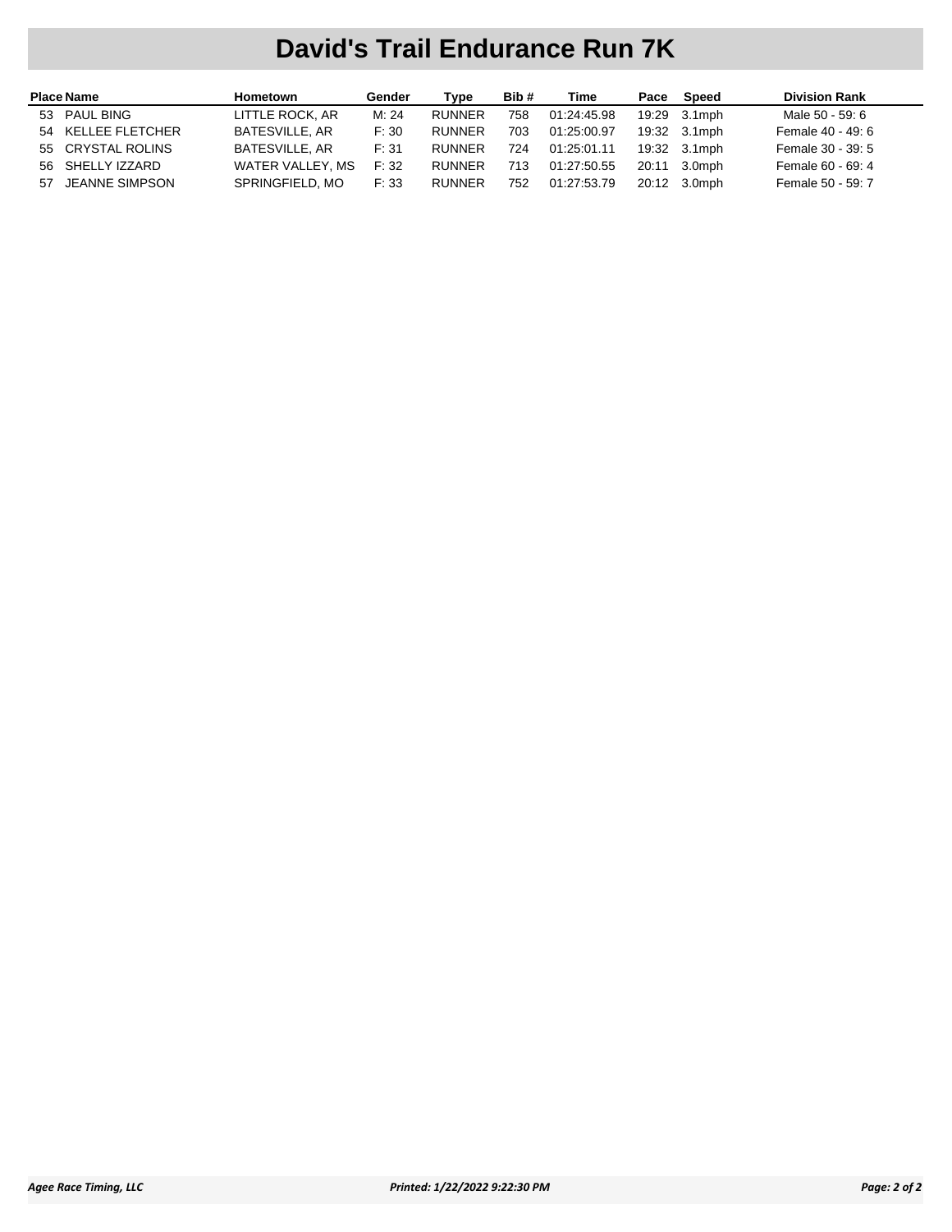# David's Trail Endurance Run 7K

| Place | Name | Hometown | Gender | Type | Bib # | Time | Pace | Speed | Division Rank |
|---|---|---|---|---|---|---|---|---|---|
| 53 | PAUL BING | LITTLE ROCK, AR | M: 24 | RUNNER | 758 | 01:24:45.98 | 19:29 | 3.1mph | Male 50 - 59: 6 |
| 54 | KELLEE FLETCHER | BATESVILLE, AR | F: 30 | RUNNER | 703 | 01:25:00.97 | 19:32 | 3.1mph | Female 40 - 49: 6 |
| 55 | CRYSTAL ROLINS | BATESVILLE, AR | F: 31 | RUNNER | 724 | 01:25:01.11 | 19:32 | 3.1mph | Female 30 - 39: 5 |
| 56 | SHELLY IZZARD | WATER VALLEY, MS | F: 32 | RUNNER | 713 | 01:27:50.55 | 20:11 | 3.0mph | Female 60 - 69: 4 |
| 57 | JEANNE SIMPSON | SPRINGFIELD, MO | F: 33 | RUNNER | 752 | 01:27:53.79 | 20:12 | 3.0mph | Female 50 - 59: 7 |

*Agee Race Timing, LLC* *Printed: 1/22/2022 9:22:30 PM*